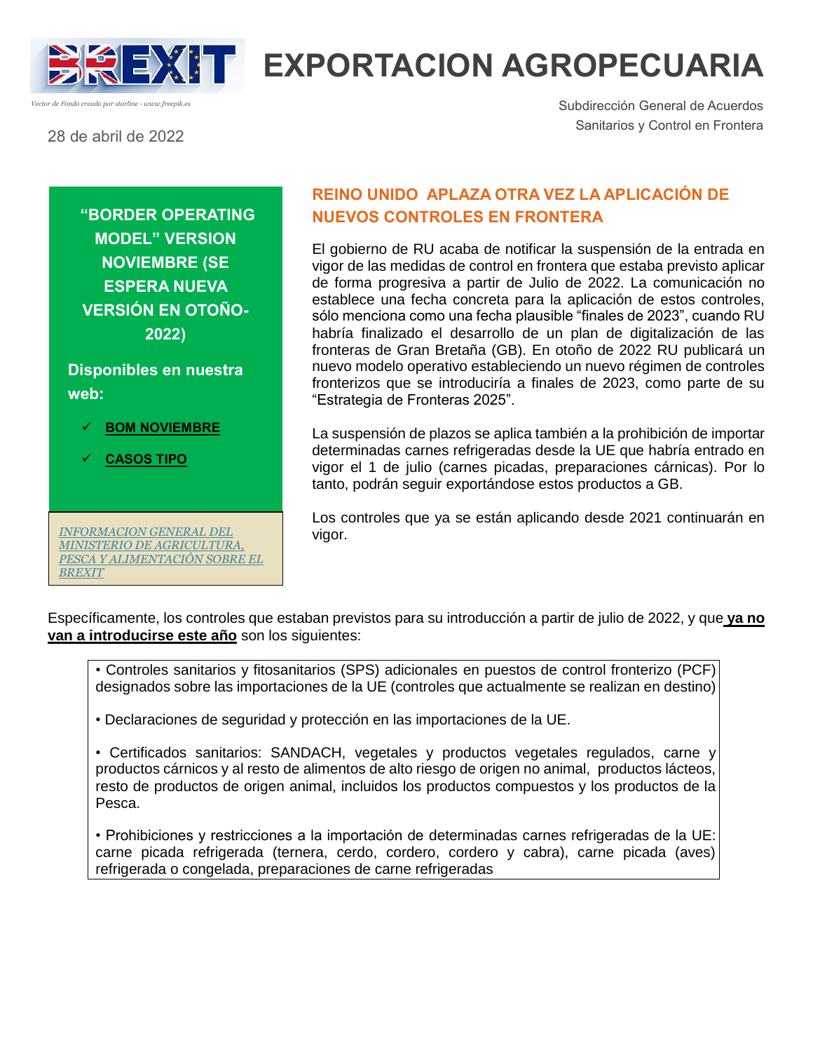# EXPORTACION AGROPECUARIA

*Vector de Fondo creado por starline - www.freepik.es*

Subdirección General de Acuerdos Sanitarios y Control en Frontera

28 de abril de 2022

**“BORDER OPERATING MODEL” VERSION NOVIEMBRE (SE ESPERA NUEVA VERSIÓN EN OTOÑO-2022)**

**Disponibles en nuestra web:**

- ✓ **BOM NOVIEMBRE**
- ✓ **CASOS TIPO**

*INFORMACION GENERAL DEL MINISTERIO DE AGRICULTURA, PESCA Y ALIMENTACIÓN SOBRE EL BREXIT*

## REINO UNIDO APLAZA OTRA VEZ LA APLICACIÓN DE NUEVOS CONTROLES EN FRONTERA

El gobierno de RU acaba de notificar la suspensión de la entrada en vigor de las medidas de control en frontera que estaba previsto aplicar de forma progresiva a partir de Julio de 2022. La comunicación no establece una fecha concreta para la aplicación de estos controles, sólo menciona como una fecha plausible “finales de 2023”, cuando RU habría finalizado el desarrollo de un plan de digitalización de las fronteras de Gran Bretaña (GB). En otoño de 2022 RU publicará un nuevo modelo operativo estableciendo un nuevo régimen de controles fronterizos que se introduciría a finales de 2023, como parte de su “Estrategia de Fronteras 2025”.

La suspensión de plazos se aplica también a la prohibición de importar determinadas carnes refrigeradas desde la UE que habría entrado en vigor el 1 de julio (carnes picadas, preparaciones cárnicas). Por lo tanto, podrán seguir exportándose estos productos a GB.

Los controles que ya se están aplicando desde 2021 continuarán en vigor.

Específicamente, los controles que estaban previstos para su introducción a partir de julio de 2022, y que **ya no van a introducirse este año** son los siguientes:

- Controles sanitarios y fitosanitarios (SPS) adicionales en puestos de control fronterizo (PCF) designados sobre las importaciones de la UE (controles que actualmente se realizan en destino)
- Declaraciones de seguridad y protección en las importaciones de la UE.
- Certificados sanitarios: SANDACH, vegetales y productos vegetales regulados, carne y productos cárnicos y al resto de alimentos de alto riesgo de origen no animal, productos lácteos, resto de productos de origen animal, incluidos los productos compuestos y los productos de la Pesca.
- Prohibiciones y restricciones a la importación de determinadas carnes refrigeradas de la UE: carne picada refrigerada (ternera, cerdo, cordero, cordero y cabra), carne picada (aves) refrigerada o congelada, preparaciones de carne refrigeradas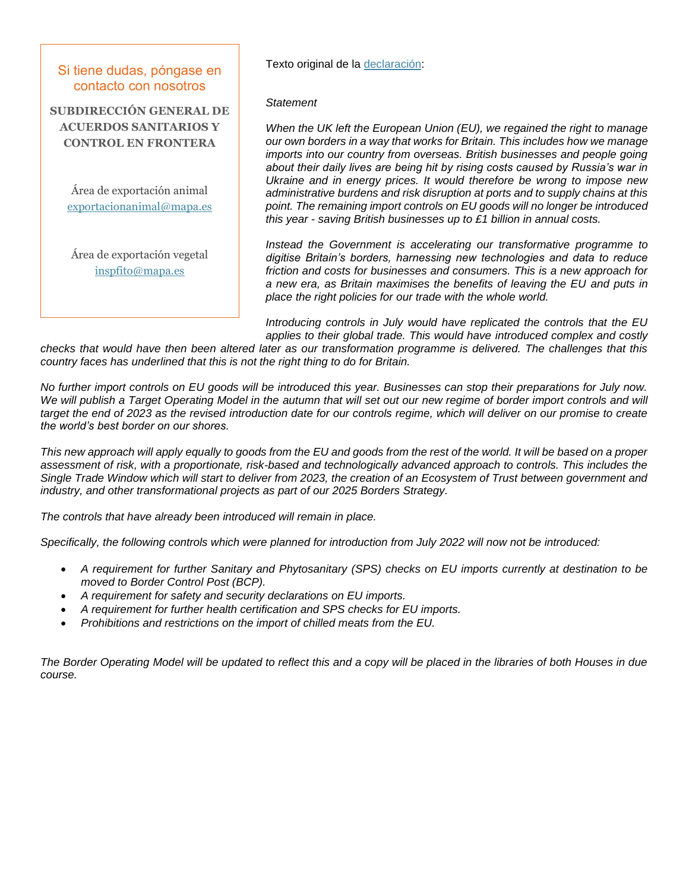Si tiene dudas, póngase en contacto con nosotros

**SUBDIRECCIÓN GENERAL DE ACUERDOS SANITARIOS Y CONTROL EN FRONTERA**

Área de exportación animal
exportacionanimal@mapa.es

Área de exportación vegetal
inspfito@mapa.es

Texto original de la declaración:

*Statement*

*When the UK left the European Union (EU), we regained the right to manage our own borders in a way that works for Britain. This includes how we manage imports into our country from overseas. British businesses and people going about their daily lives are being hit by rising costs caused by Russia's war in Ukraine and in energy prices. It would therefore be wrong to impose new administrative burdens and risk disruption at ports and to supply chains at this point. The remaining import controls on EU goods will no longer be introduced this year - saving British businesses up to £1 billion in annual costs.*

*Instead the Government is accelerating our transformative programme to digitise Britain's borders, harnessing new technologies and data to reduce friction and costs for businesses and consumers. This is a new approach for a new era, as Britain maximises the benefits of leaving the EU and puts in place the right policies for our trade with the whole world.*

*Introducing controls in July would have replicated the controls that the EU applies to their global trade. This would have introduced complex and costly checks that would have then been altered later as our transformation programme is delivered. The challenges that this country faces has underlined that this is not the right thing to do for Britain.*

*No further import controls on EU goods will be introduced this year. Businesses can stop their preparations for July now. We will publish a Target Operating Model in the autumn that will set out our new regime of border import controls and will target the end of 2023 as the revised introduction date for our controls regime, which will deliver on our promise to create the world's best border on our shores.*

*This new approach will apply equally to goods from the EU and goods from the rest of the world. It will be based on a proper assessment of risk, with a proportionate, risk-based and technologically advanced approach to controls. This includes the Single Trade Window which will start to deliver from 2023, the creation of an Ecosystem of Trust between government and industry, and other transformational projects as part of our 2025 Borders Strategy.*

*The controls that have already been introduced will remain in place.*

*Specifically, the following controls which were planned for introduction from July 2022 will now not be introduced:*

- *A requirement for further Sanitary and Phytosanitary (SPS) checks on EU imports currently at destination to be moved to Border Control Post (BCP).*
- *A requirement for safety and security declarations on EU imports.*
- *A requirement for further health certification and SPS checks for EU imports.*
- *Prohibitions and restrictions on the import of chilled meats from the EU.*

*The Border Operating Model will be updated to reflect this and a copy will be placed in the libraries of both Houses in due course.*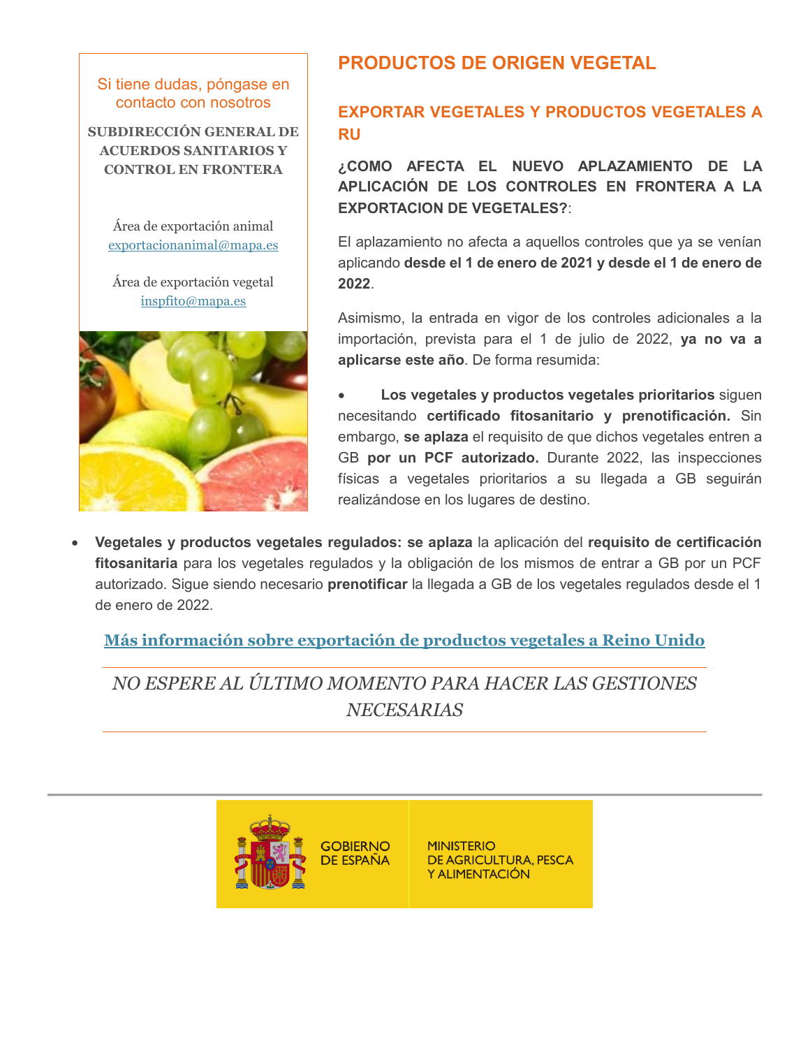Si tiene dudas, póngase en contacto con nosotros

**SUBDIRECCIÓN GENERAL DE ACUERDOS SANITARIOS Y CONTROL EN FRONTERA**

Área de exportación animal
exportacionanimal@mapa.es

Área de exportación vegetal
inspfito@mapa.es

## PRODUCTOS DE ORIGEN VEGETAL

### EXPORTAR VEGETALES Y PRODUCTOS VEGETALES A RU

**¿COMO AFECTA EL NUEVO APLAZAMIENTO DE LA APLICACIÓN DE LOS CONTROLES EN FRONTERA A LA EXPORTACION DE VEGETALES?**:

El aplazamiento no afecta a aquellos controles que ya se venían aplicando **desde el 1 de enero de 2021 y desde el 1 de enero de 2022**.

Asimismo, la entrada en vigor de los controles adicionales a la importación, prevista para el 1 de julio de 2022, **ya no va a aplicarse este año**. De forma resumida:

- **Los vegetales y productos vegetales prioritarios** siguen necesitando **certificado fitosanitario y prenotificación.** Sin embargo, **se aplaza** el requisito de que dichos vegetales entren a GB **por un PCF autorizado.** Durante 2022, las inspecciones físicas a vegetales prioritarios a su llegada a GB seguirán realizándose en los lugares de destino.
- **Vegetales y productos vegetales regulados: se aplaza** la aplicación del **requisito de certificación fitosanitaria** para los vegetales regulados y la obligación de los mismos de entrar a GB por un PCF autorizado. Sigue siendo necesario **prenotificar** la llegada a GB de los vegetales regulados desde el 1 de enero de 2022.

**Más información sobre exportación de productos vegetales a Reino Unido**

---

*NO ESPERE AL ÚLTIMO MOMENTO PARA HACER LAS GESTIONES NECESARIAS*

---

GOBIERNO DE ESPAÑA

MINISTERIO DE AGRICULTURA, PESCA Y ALIMENTACIÓN